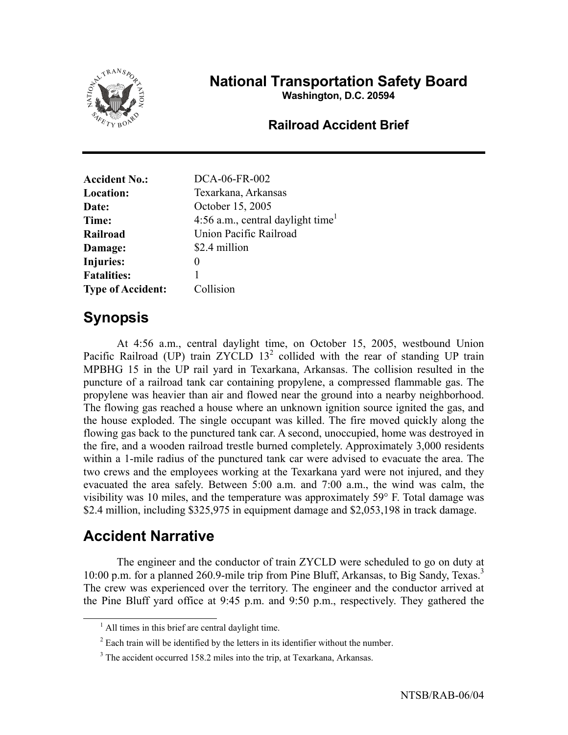# National Transportation Safety Board

**Washington, D.C. 20594**

## Railroad Accident Brief

| | |
|---|---|
| **Accident No.:** | DCA-06-FR-002 |
| **Location:** | Texarkana, Arkansas |
| **Date:** | October 15, 2005 |
| **Time:** | 4:56 a.m., central daylight time[1] |
| **Railroad** | Union Pacific Railroad |
| **Damage:** | $2.4 million |
| **Injuries:** | 0 |
| **Fatalities:** | 1 |
| **Type of Accident:** | Collision |

## Synopsis

At 4:56 a.m., central daylight time, on October 15, 2005, westbound Union Pacific Railroad (UP) train ZYCLD 13[2] collided with the rear of standing UP train MPBHG 15 in the UP rail yard in Texarkana, Arkansas. The collision resulted in the puncture of a railroad tank car containing propylene, a compressed flammable gas. The propylene was heavier than air and flowed near the ground into a nearby neighborhood. The flowing gas reached a house where an unknown ignition source ignited the gas, and the house exploded. The single occupant was killed. The fire moved quickly along the flowing gas back to the punctured tank car. A second, unoccupied, home was destroyed in the fire, and a wooden railroad trestle burned completely. Approximately 3,000 residents within a 1-mile radius of the punctured tank car were advised to evacuate the area. The two crews and the employees working at the Texarkana yard were not injured, and they evacuated the area safely. Between 5:00 a.m. and 7:00 a.m., the wind was calm, the visibility was 10 miles, and the temperature was approximately 59° F. Total damage was $2.4 million, including $325,975 in equipment damage and $2,053,198 in track damage.

## Accident Narrative

The engineer and the conductor of train ZYCLD were scheduled to go on duty at 10:00 p.m. for a planned 260.9-mile trip from Pine Bluff, Arkansas, to Big Sandy, Texas.[3] The crew was experienced over the territory. The engineer and the conductor arrived at the Pine Bluff yard office at 9:45 p.m. and 9:50 p.m., respectively. They gathered the

[1] All times in this brief are central daylight time.

[2] Each train will be identified by the letters in its identifier without the number.

[3] The accident occurred 158.2 miles into the trip, at Texarkana, Arkansas.

NTSB/RAB-06/04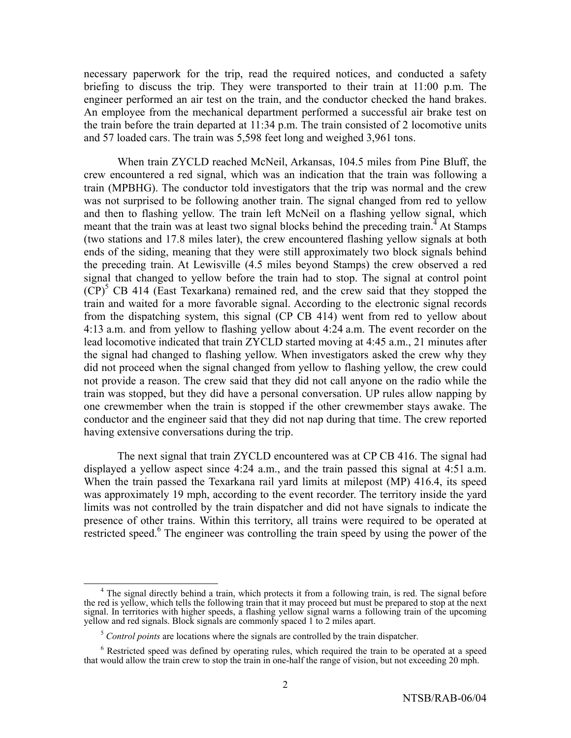necessary paperwork for the trip, read the required notices, and conducted a safety briefing to discuss the trip. They were transported to their train at 11:00 p.m. The engineer performed an air test on the train, and the conductor checked the hand brakes. An employee from the mechanical department performed a successful air brake test on the train before the train departed at 11:34 p.m. The train consisted of 2 locomotive units and 57 loaded cars. The train was 5,598 feet long and weighed 3,961 tons.

When train ZYCLD reached McNeil, Arkansas, 104.5 miles from Pine Bluff, the crew encountered a red signal, which was an indication that the train was following a train (MPBHG). The conductor told investigators that the trip was normal and the crew was not surprised to be following another train. The signal changed from red to yellow and then to flashing yellow. The train left McNeil on a flashing yellow signal, which meant that the train was at least two signal blocks behind the preceding train.[4] At Stamps (two stations and 17.8 miles later), the crew encountered flashing yellow signals at both ends of the siding, meaning that they were still approximately two block signals behind the preceding train. At Lewisville (4.5 miles beyond Stamps) the crew observed a red signal that changed to yellow before the train had to stop. The signal at control point (CP)[5] CB 414 (East Texarkana) remained red, and the crew said that they stopped the train and waited for a more favorable signal. According to the electronic signal records from the dispatching system, this signal (CP CB 414) went from red to yellow about 4:13 a.m. and from yellow to flashing yellow about 4:24 a.m. The event recorder on the lead locomotive indicated that train ZYCLD started moving at 4:45 a.m., 21 minutes after the signal had changed to flashing yellow. When investigators asked the crew why they did not proceed when the signal changed from yellow to flashing yellow, the crew could not provide a reason. The crew said that they did not call anyone on the radio while the train was stopped, but they did have a personal conversation. UP rules allow napping by one crewmember when the train is stopped if the other crewmember stays awake. The conductor and the engineer said that they did not nap during that time. The crew reported having extensive conversations during the trip.

The next signal that train ZYCLD encountered was at CP CB 416. The signal had displayed a yellow aspect since 4:24 a.m., and the train passed this signal at 4:51 a.m. When the train passed the Texarkana rail yard limits at milepost (MP) 416.4, its speed was approximately 19 mph, according to the event recorder. The territory inside the yard limits was not controlled by the train dispatcher and did not have signals to indicate the presence of other trains. Within this territory, all trains were required to be operated at restricted speed.[6] The engineer was controlling the train speed by using the power of the

---

[4] The signal directly behind a train, which protects it from a following train, is red. The signal before the red is yellow, which tells the following train that it may proceed but must be prepared to stop at the next signal. In territories with higher speeds, a flashing yellow signal warns a following train of the upcoming yellow and red signals. Block signals are commonly spaced 1 to 2 miles apart.

[5] *Control points* are locations where the signals are controlled by the train dispatcher.

[6] Restricted speed was defined by operating rules, which required the train to be operated at a speed that would allow the train crew to stop the train in one-half the range of vision, but not exceeding 20 mph.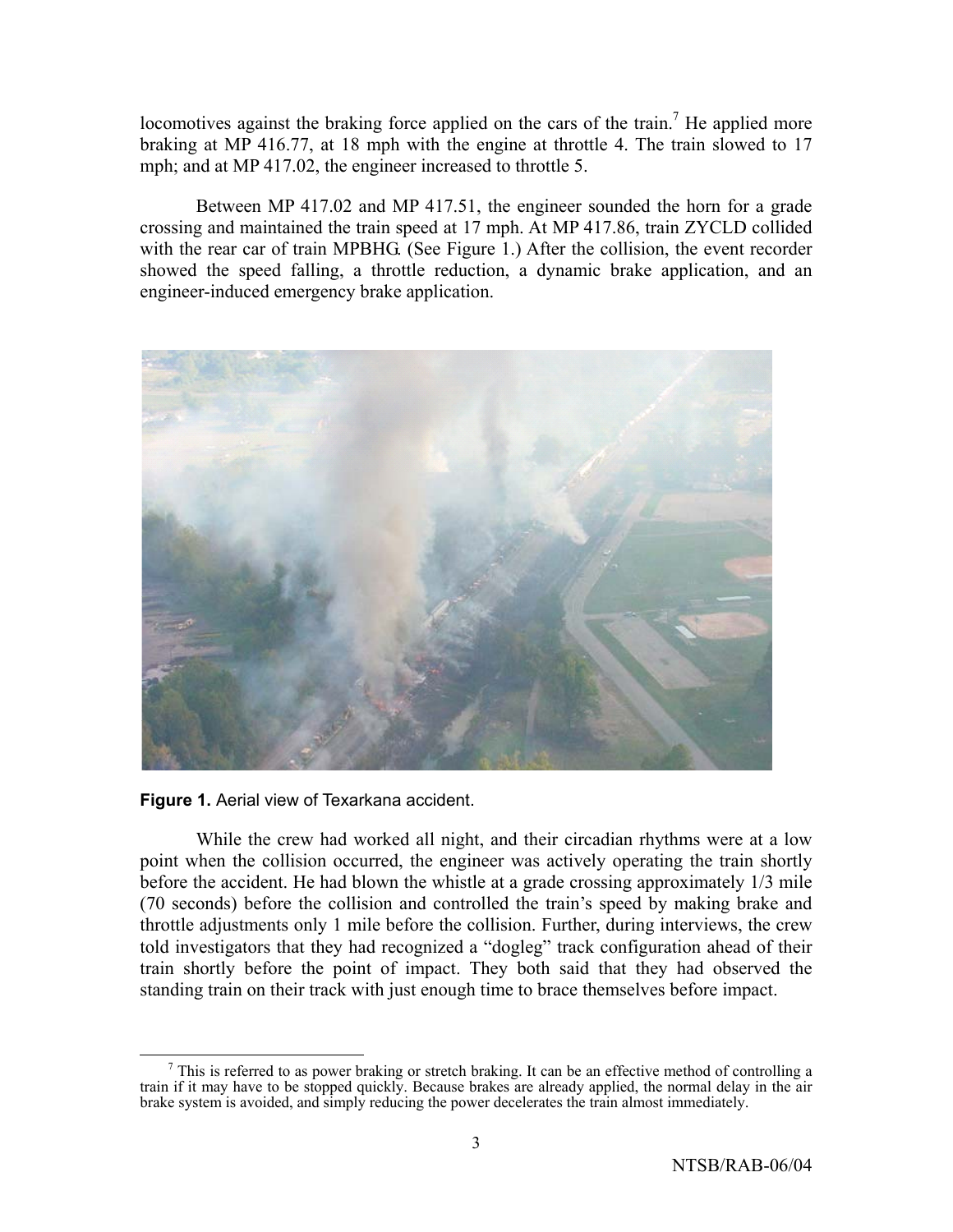locomotives against the braking force applied on the cars of the train.[7] He applied more braking at MP 416.77, at 18 mph with the engine at throttle 4. The train slowed to 17 mph; and at MP 417.02, the engineer increased to throttle 5.

Between MP 417.02 and MP 417.51, the engineer sounded the horn for a grade crossing and maintained the train speed at 17 mph. At MP 417.86, train ZYCLD collided with the rear car of train MPBHG. (See Figure 1.) After the collision, the event recorder showed the speed falling, a throttle reduction, a dynamic brake application, and an engineer-induced emergency brake application.

**Figure 1.** Aerial view of Texarkana accident.

While the crew had worked all night, and their circadian rhythms were at a low point when the collision occurred, the engineer was actively operating the train shortly before the accident. He had blown the whistle at a grade crossing approximately 1/3 mile (70 seconds) before the collision and controlled the train's speed by making brake and throttle adjustments only 1 mile before the collision. Further, during interviews, the crew told investigators that they had recognized a "dogleg" track configuration ahead of their train shortly before the point of impact. They both said that they had observed the standing train on their track with just enough time to brace themselves before impact.

[7] This is referred to as power braking or stretch braking. It can be an effective method of controlling a train if it may have to be stopped quickly. Because brakes are already applied, the normal delay in the air brake system is avoided, and simply reducing the power decelerates the train almost immediately.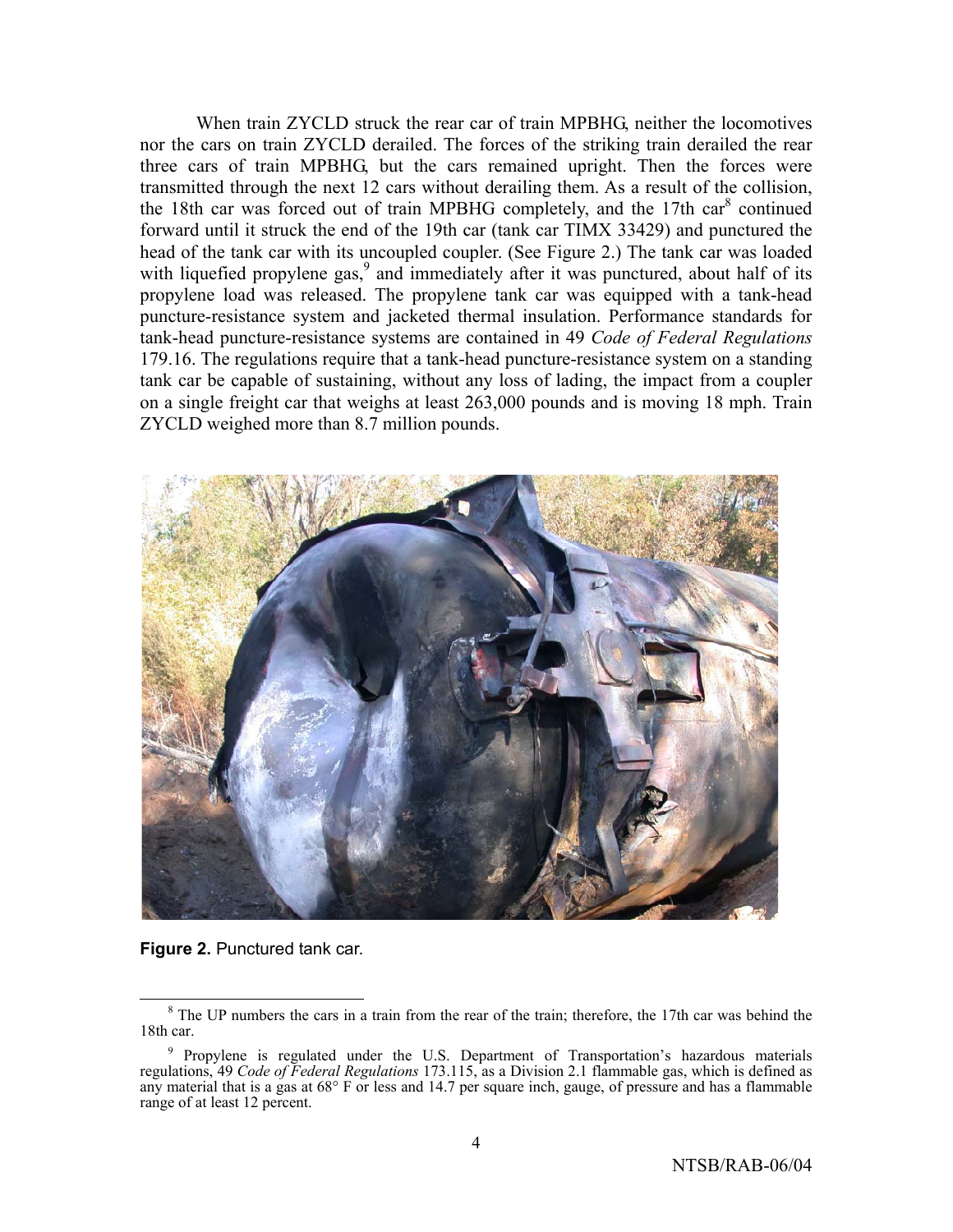When train ZYCLD struck the rear car of train MPBHG, neither the locomotives nor the cars on train ZYCLD derailed. The forces of the striking train derailed the rear three cars of train MPBHG, but the cars remained upright. Then the forces were transmitted through the next 12 cars without derailing them. As a result of the collision, the 18th car was forced out of train MPBHG completely, and the 17th car[8] continued forward until it struck the end of the 19th car (tank car TIMX 33429) and punctured the head of the tank car with its uncoupled coupler. (See Figure 2.) The tank car was loaded with liquefied propylene gas,[9] and immediately after it was punctured, about half of its propylene load was released. The propylene tank car was equipped with a tank-head puncture-resistance system and jacketed thermal insulation. Performance standards for tank-head puncture-resistance systems are contained in 49 *Code of Federal Regulations* 179.16. The regulations require that a tank-head puncture-resistance system on a standing tank car be capable of sustaining, without any loss of lading, the impact from a coupler on a single freight car that weighs at least 263,000 pounds and is moving 18 mph. Train ZYCLD weighed more than 8.7 million pounds.

**Figure 2.** Punctured tank car.

[8] The UP numbers the cars in a train from the rear of the train; therefore, the 17th car was behind the 18th car.

[9] Propylene is regulated under the U.S. Department of Transportation's hazardous materials regulations, 49 *Code of Federal Regulations* 173.115, as a Division 2.1 flammable gas, which is defined as any material that is a gas at 68° F or less and 14.7 per square inch, gauge, of pressure and has a flammable range of at least 12 percent.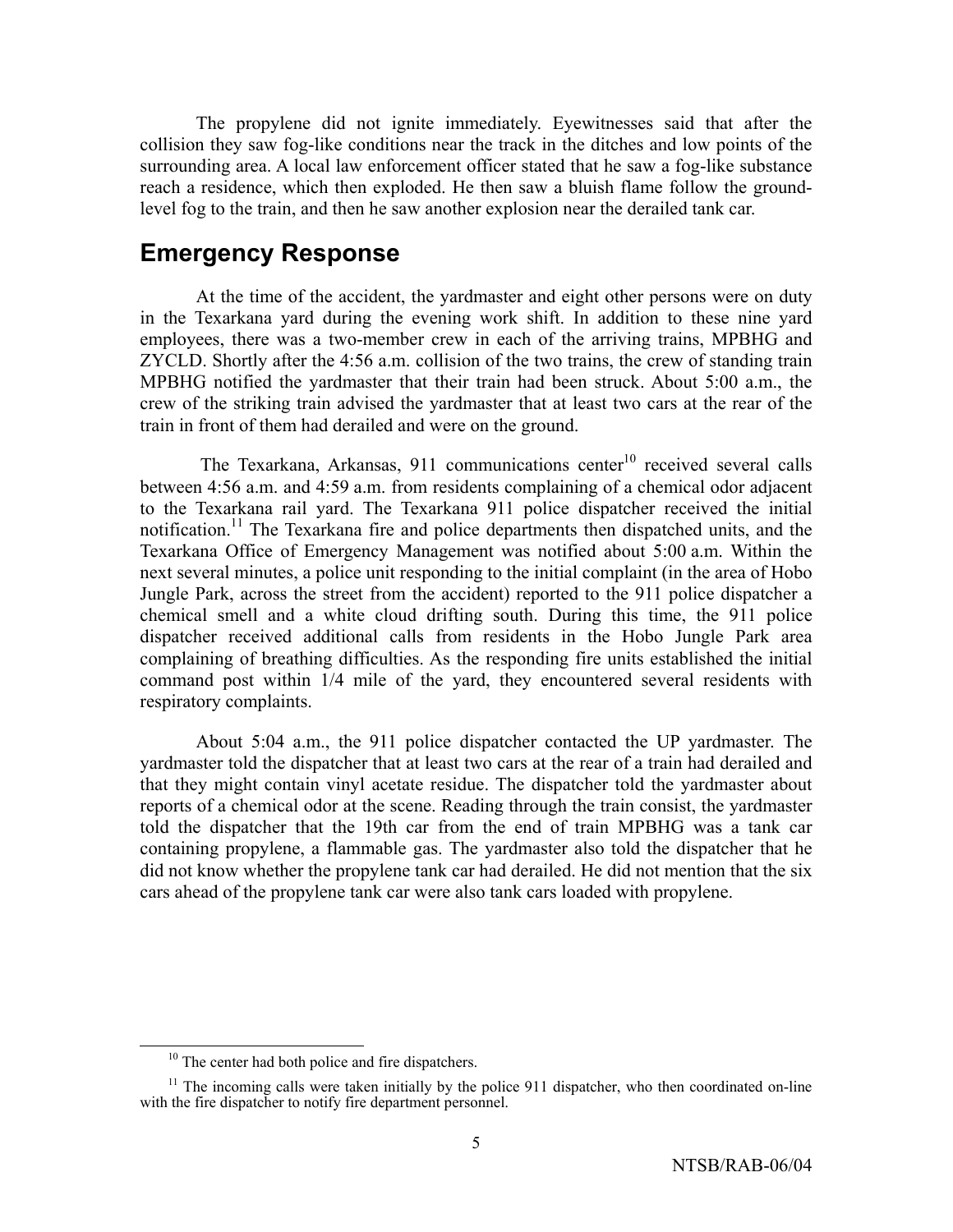The propylene did not ignite immediately. Eyewitnesses said that after the collision they saw fog-like conditions near the track in the ditches and low points of the surrounding area. A local law enforcement officer stated that he saw a fog-like substance reach a residence, which then exploded. He then saw a bluish flame follow the ground-level fog to the train, and then he saw another explosion near the derailed tank car.

## Emergency Response

At the time of the accident, the yardmaster and eight other persons were on duty in the Texarkana yard during the evening work shift. In addition to these nine yard employees, there was a two-member crew in each of the arriving trains, MPBHG and ZYCLD. Shortly after the 4:56 a.m. collision of the two trains, the crew of standing train MPBHG notified the yardmaster that their train had been struck. About 5:00 a.m., the crew of the striking train advised the yardmaster that at least two cars at the rear of the train in front of them had derailed and were on the ground.

The Texarkana, Arkansas, 911 communications center[10] received several calls between 4:56 a.m. and 4:59 a.m. from residents complaining of a chemical odor adjacent to the Texarkana rail yard. The Texarkana 911 police dispatcher received the initial notification.[11] The Texarkana fire and police departments then dispatched units, and the Texarkana Office of Emergency Management was notified about 5:00 a.m. Within the next several minutes, a police unit responding to the initial complaint (in the area of Hobo Jungle Park, across the street from the accident) reported to the 911 police dispatcher a chemical smell and a white cloud drifting south. During this time, the 911 police dispatcher received additional calls from residents in the Hobo Jungle Park area complaining of breathing difficulties. As the responding fire units established the initial command post within 1/4 mile of the yard, they encountered several residents with respiratory complaints.

About 5:04 a.m., the 911 police dispatcher contacted the UP yardmaster. The yardmaster told the dispatcher that at least two cars at the rear of a train had derailed and that they might contain vinyl acetate residue. The dispatcher told the yardmaster about reports of a chemical odor at the scene. Reading through the train consist, the yardmaster told the dispatcher that the 19th car from the end of train MPBHG was a tank car containing propylene, a flammable gas. The yardmaster also told the dispatcher that he did not know whether the propylene tank car had derailed. He did not mention that the six cars ahead of the propylene tank car were also tank cars loaded with propylene.

[10] The center had both police and fire dispatchers.

[11] The incoming calls were taken initially by the police 911 dispatcher, who then coordinated on-line with the fire dispatcher to notify fire department personnel.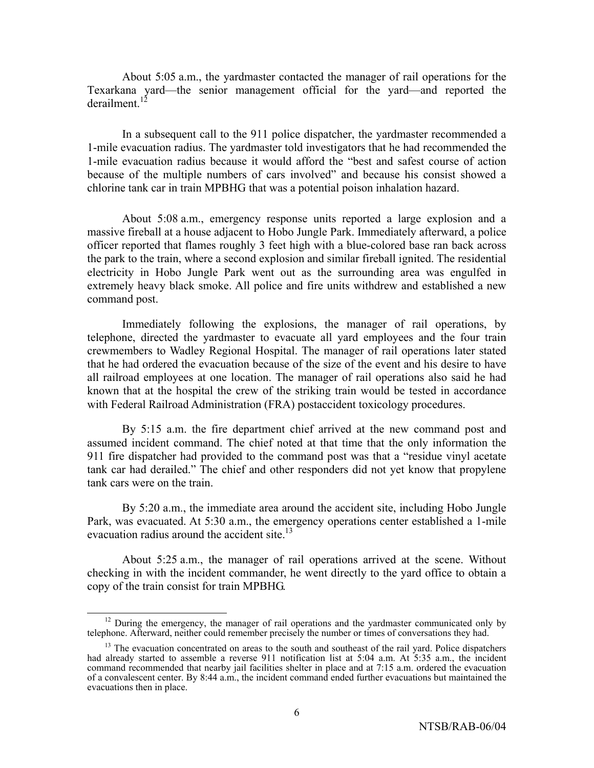About 5:05 a.m., the yardmaster contacted the manager of rail operations for the Texarkana yard—the senior management official for the yard—and reported the derailment.[12]

In a subsequent call to the 911 police dispatcher, the yardmaster recommended a 1-mile evacuation radius. The yardmaster told investigators that he had recommended the 1-mile evacuation radius because it would afford the "best and safest course of action because of the multiple numbers of cars involved" and because his consist showed a chlorine tank car in train MPBHG that was a potential poison inhalation hazard.

About 5:08 a.m., emergency response units reported a large explosion and a massive fireball at a house adjacent to Hobo Jungle Park. Immediately afterward, a police officer reported that flames roughly 3 feet high with a blue-colored base ran back across the park to the train, where a second explosion and similar fireball ignited. The residential electricity in Hobo Jungle Park went out as the surrounding area was engulfed in extremely heavy black smoke. All police and fire units withdrew and established a new command post.

Immediately following the explosions, the manager of rail operations, by telephone, directed the yardmaster to evacuate all yard employees and the four train crewmembers to Wadley Regional Hospital. The manager of rail operations later stated that he had ordered the evacuation because of the size of the event and his desire to have all railroad employees at one location. The manager of rail operations also said he had known that at the hospital the crew of the striking train would be tested in accordance with Federal Railroad Administration (FRA) postaccident toxicology procedures.

By 5:15 a.m. the fire department chief arrived at the new command post and assumed incident command. The chief noted at that time that the only information the 911 fire dispatcher had provided to the command post was that a "residue vinyl acetate tank car had derailed." The chief and other responders did not yet know that propylene tank cars were on the train.

By 5:20 a.m., the immediate area around the accident site, including Hobo Jungle Park, was evacuated. At 5:30 a.m., the emergency operations center established a 1-mile evacuation radius around the accident site.[13]

About 5:25 a.m., the manager of rail operations arrived at the scene. Without checking in with the incident commander, he went directly to the yard office to obtain a copy of the train consist for train MPBHG.

---

[12] During the emergency, the manager of rail operations and the yardmaster communicated only by telephone. Afterward, neither could remember precisely the number or times of conversations they had.

[13] The evacuation concentrated on areas to the south and southeast of the rail yard. Police dispatchers had already started to assemble a reverse 911 notification list at 5:04 a.m. At 5:35 a.m., the incident command recommended that nearby jail facilities shelter in place and at 7:15 a.m. ordered the evacuation of a convalescent center. By 8:44 a.m., the incident command ended further evacuations but maintained the evacuations then in place.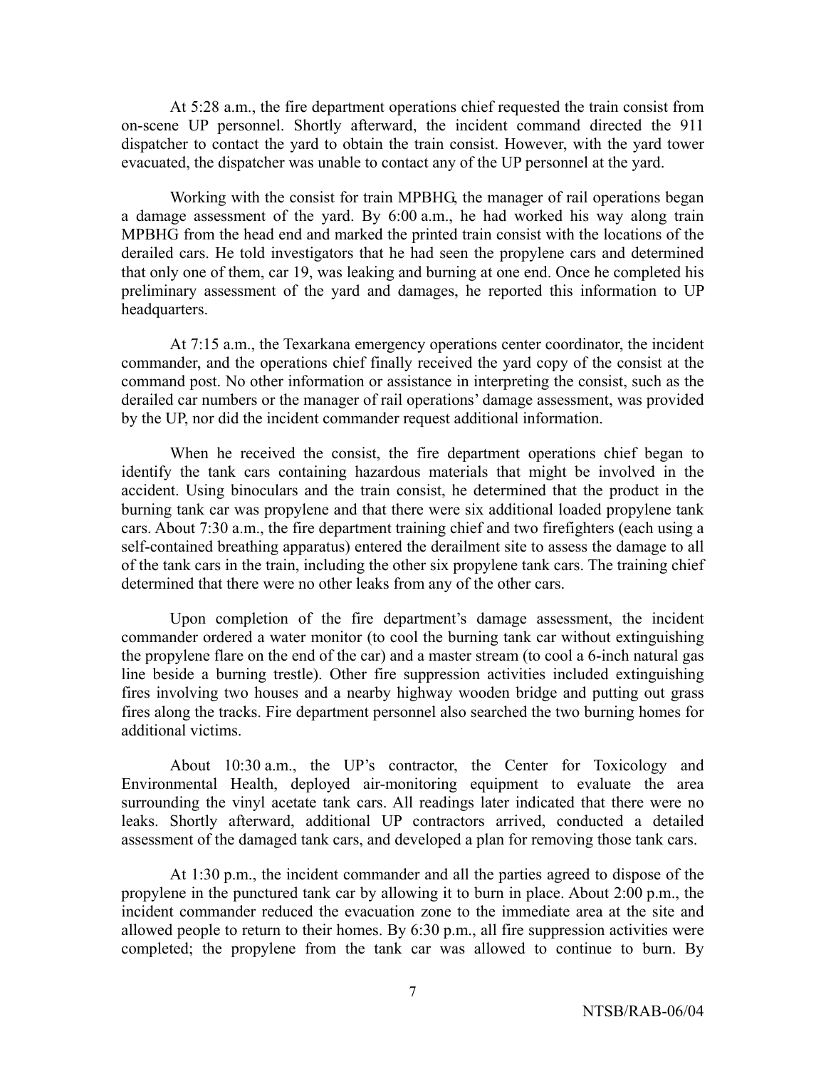At 5:28 a.m., the fire department operations chief requested the train consist from on-scene UP personnel. Shortly afterward, the incident command directed the 911 dispatcher to contact the yard to obtain the train consist. However, with the yard tower evacuated, the dispatcher was unable to contact any of the UP personnel at the yard.

Working with the consist for train MPBHG, the manager of rail operations began a damage assessment of the yard. By 6:00 a.m., he had worked his way along train MPBHG from the head end and marked the printed train consist with the locations of the derailed cars. He told investigators that he had seen the propylene cars and determined that only one of them, car 19, was leaking and burning at one end. Once he completed his preliminary assessment of the yard and damages, he reported this information to UP headquarters.

At 7:15 a.m., the Texarkana emergency operations center coordinator, the incident commander, and the operations chief finally received the yard copy of the consist at the command post. No other information or assistance in interpreting the consist, such as the derailed car numbers or the manager of rail operations' damage assessment, was provided by the UP, nor did the incident commander request additional information.

When he received the consist, the fire department operations chief began to identify the tank cars containing hazardous materials that might be involved in the accident. Using binoculars and the train consist, he determined that the product in the burning tank car was propylene and that there were six additional loaded propylene tank cars. About 7:30 a.m., the fire department training chief and two firefighters (each using a self-contained breathing apparatus) entered the derailment site to assess the damage to all of the tank cars in the train, including the other six propylene tank cars. The training chief determined that there were no other leaks from any of the other cars.

Upon completion of the fire department's damage assessment, the incident commander ordered a water monitor (to cool the burning tank car without extinguishing the propylene flare on the end of the car) and a master stream (to cool a 6-inch natural gas line beside a burning trestle). Other fire suppression activities included extinguishing fires involving two houses and a nearby highway wooden bridge and putting out grass fires along the tracks. Fire department personnel also searched the two burning homes for additional victims.

About 10:30 a.m., the UP's contractor, the Center for Toxicology and Environmental Health, deployed air-monitoring equipment to evaluate the area surrounding the vinyl acetate tank cars. All readings later indicated that there were no leaks. Shortly afterward, additional UP contractors arrived, conducted a detailed assessment of the damaged tank cars, and developed a plan for removing those tank cars.

At 1:30 p.m., the incident commander and all the parties agreed to dispose of the propylene in the punctured tank car by allowing it to burn in place. About 2:00 p.m., the incident commander reduced the evacuation zone to the immediate area at the site and allowed people to return to their homes. By 6:30 p.m., all fire suppression activities were completed; the propylene from the tank car was allowed to continue to burn. By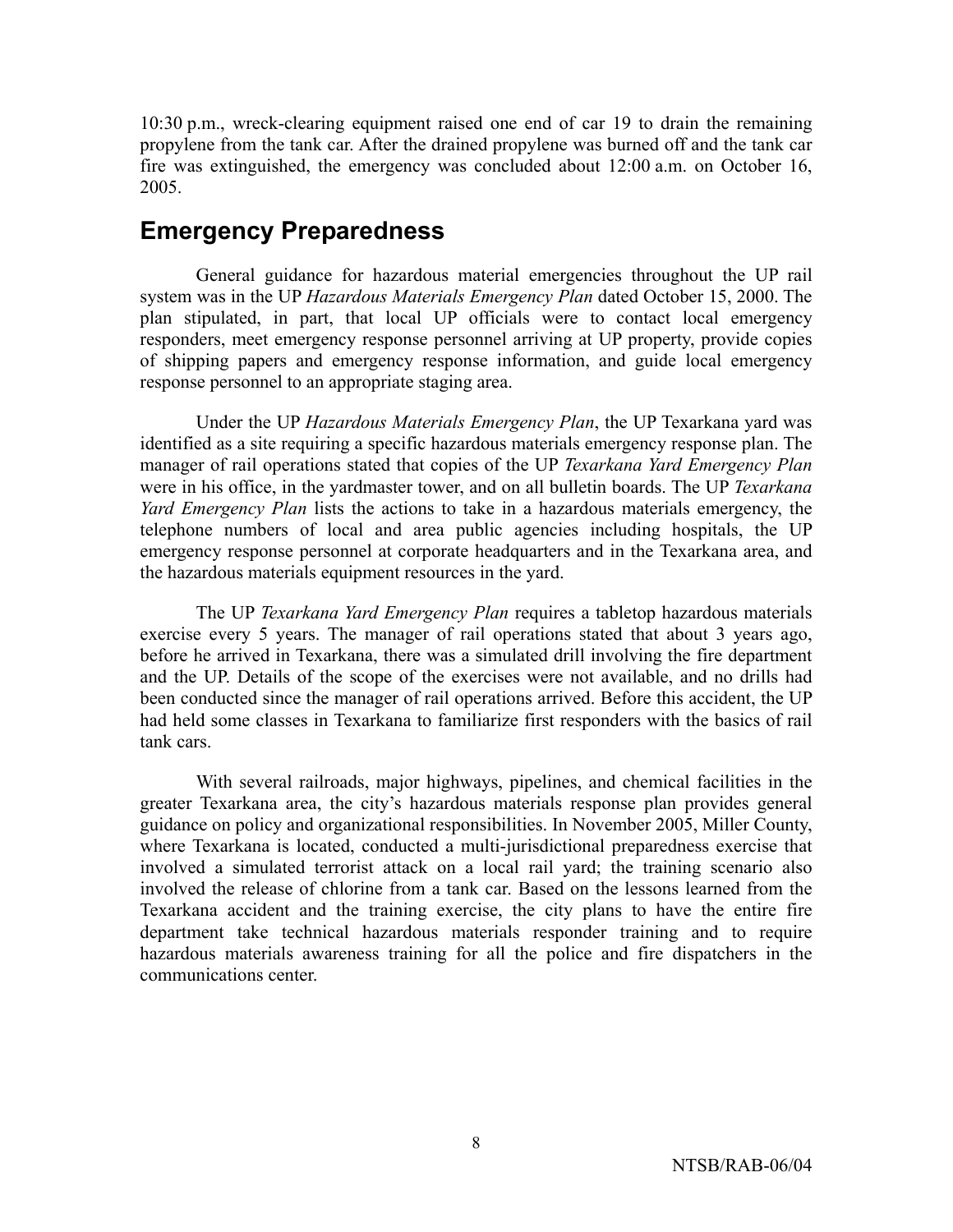10:30 p.m., wreck-clearing equipment raised one end of car 19 to drain the remaining propylene from the tank car. After the drained propylene was burned off and the tank car fire was extinguished, the emergency was concluded about 12:00 a.m. on October 16, 2005.

## Emergency Preparedness

General guidance for hazardous material emergencies throughout the UP rail system was in the UP *Hazardous Materials Emergency Plan* dated October 15, 2000. The plan stipulated, in part, that local UP officials were to contact local emergency responders, meet emergency response personnel arriving at UP property, provide copies of shipping papers and emergency response information, and guide local emergency response personnel to an appropriate staging area.

Under the UP *Hazardous Materials Emergency Plan*, the UP Texarkana yard was identified as a site requiring a specific hazardous materials emergency response plan. The manager of rail operations stated that copies of the UP *Texarkana Yard Emergency Plan* were in his office, in the yardmaster tower, and on all bulletin boards. The UP *Texarkana Yard Emergency Plan* lists the actions to take in a hazardous materials emergency, the telephone numbers of local and area public agencies including hospitals, the UP emergency response personnel at corporate headquarters and in the Texarkana area, and the hazardous materials equipment resources in the yard.

The UP *Texarkana Yard Emergency Plan* requires a tabletop hazardous materials exercise every 5 years. The manager of rail operations stated that about 3 years ago, before he arrived in Texarkana, there was a simulated drill involving the fire department and the UP. Details of the scope of the exercises were not available, and no drills had been conducted since the manager of rail operations arrived. Before this accident, the UP had held some classes in Texarkana to familiarize first responders with the basics of rail tank cars.

With several railroads, major highways, pipelines, and chemical facilities in the greater Texarkana area, the city's hazardous materials response plan provides general guidance on policy and organizational responsibilities. In November 2005, Miller County, where Texarkana is located, conducted a multi-jurisdictional preparedness exercise that involved a simulated terrorist attack on a local rail yard; the training scenario also involved the release of chlorine from a tank car. Based on the lessons learned from the Texarkana accident and the training exercise, the city plans to have the entire fire department take technical hazardous materials responder training and to require hazardous materials awareness training for all the police and fire dispatchers in the communications center.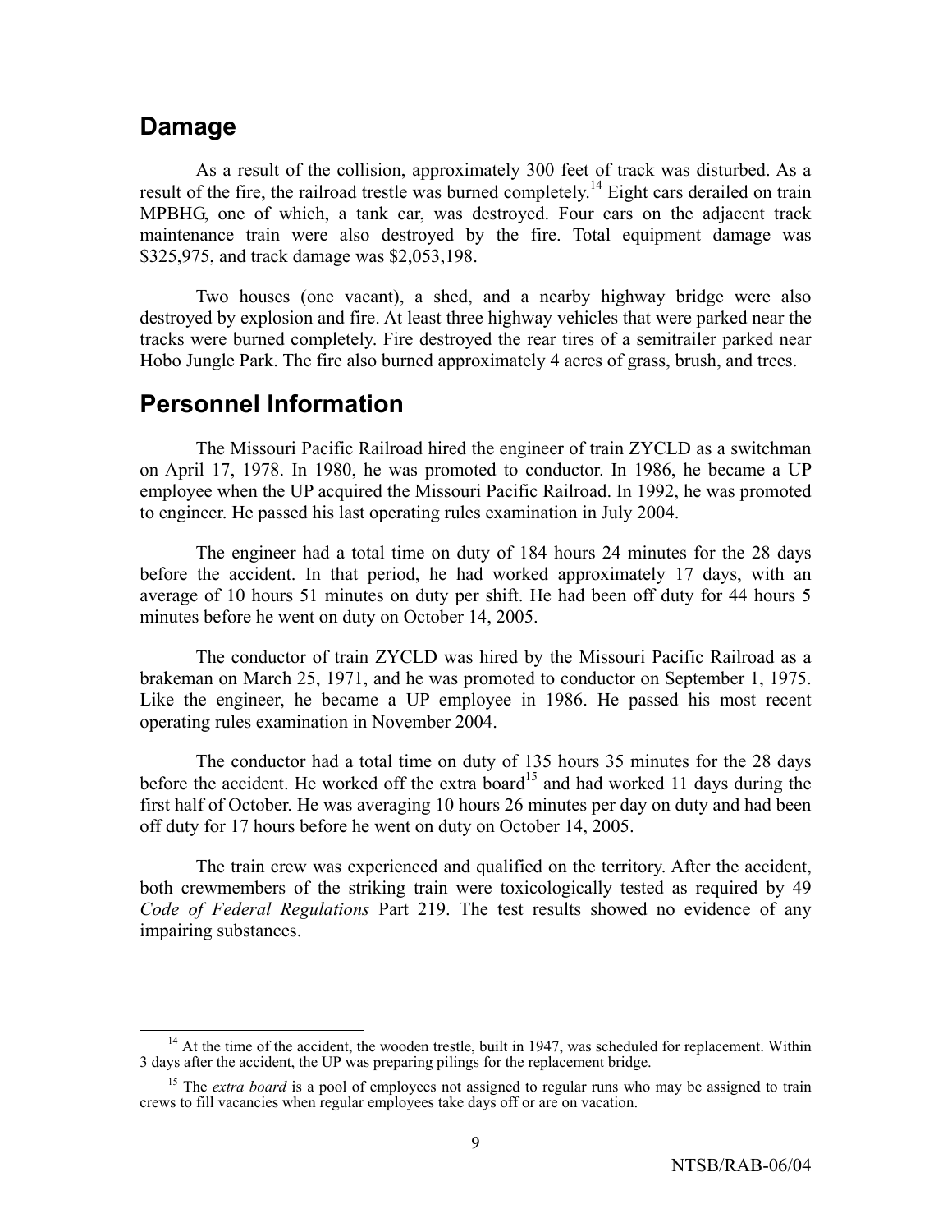## Damage

As a result of the collision, approximately 300 feet of track was disturbed. As a result of the fire, the railroad trestle was burned completely.[14] Eight cars derailed on train MPBHG, one of which, a tank car, was destroyed. Four cars on the adjacent track maintenance train were also destroyed by the fire. Total equipment damage was $325,975, and track damage was $2,053,198.

Two houses (one vacant), a shed, and a nearby highway bridge were also destroyed by explosion and fire. At least three highway vehicles that were parked near the tracks were burned completely. Fire destroyed the rear tires of a semitrailer parked near Hobo Jungle Park. The fire also burned approximately 4 acres of grass, brush, and trees.

## Personnel Information

The Missouri Pacific Railroad hired the engineer of train ZYCLD as a switchman on April 17, 1978. In 1980, he was promoted to conductor. In 1986, he became a UP employee when the UP acquired the Missouri Pacific Railroad. In 1992, he was promoted to engineer. He passed his last operating rules examination in July 2004.

The engineer had a total time on duty of 184 hours 24 minutes for the 28 days before the accident. In that period, he had worked approximately 17 days, with an average of 10 hours 51 minutes on duty per shift. He had been off duty for 44 hours 5 minutes before he went on duty on October 14, 2005.

The conductor of train ZYCLD was hired by the Missouri Pacific Railroad as a brakeman on March 25, 1971, and he was promoted to conductor on September 1, 1975. Like the engineer, he became a UP employee in 1986. He passed his most recent operating rules examination in November 2004.

The conductor had a total time on duty of 135 hours 35 minutes for the 28 days before the accident. He worked off the extra board[15] and had worked 11 days during the first half of October. He was averaging 10 hours 26 minutes per day on duty and had been off duty for 17 hours before he went on duty on October 14, 2005.

The train crew was experienced and qualified on the territory. After the accident, both crewmembers of the striking train were toxicologically tested as required by 49 *Code of Federal Regulations* Part 219. The test results showed no evidence of any impairing substances.

[14] At the time of the accident, the wooden trestle, built in 1947, was scheduled for replacement. Within 3 days after the accident, the UP was preparing pilings for the replacement bridge.

[15] The *extra board* is a pool of employees not assigned to regular runs who may be assigned to train crews to fill vacancies when regular employees take days off or are on vacation.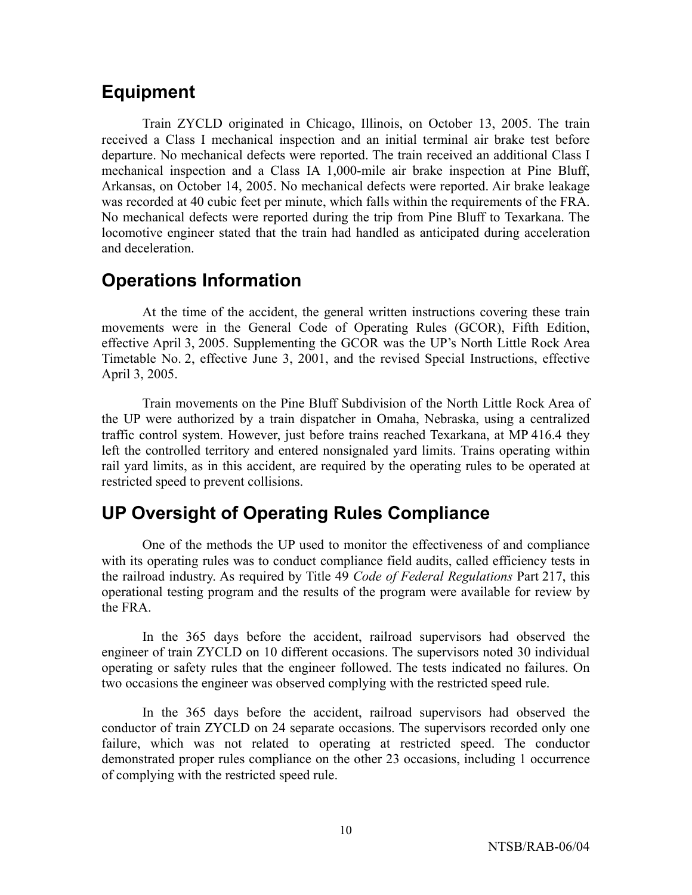## Equipment

Train ZYCLD originated in Chicago, Illinois, on October 13, 2005. The train received a Class I mechanical inspection and an initial terminal air brake test before departure. No mechanical defects were reported. The train received an additional Class I mechanical inspection and a Class IA 1,000-mile air brake inspection at Pine Bluff, Arkansas, on October 14, 2005. No mechanical defects were reported. Air brake leakage was recorded at 40 cubic feet per minute, which falls within the requirements of the FRA. No mechanical defects were reported during the trip from Pine Bluff to Texarkana. The locomotive engineer stated that the train had handled as anticipated during acceleration and deceleration.

## Operations Information

At the time of the accident, the general written instructions covering these train movements were in the General Code of Operating Rules (GCOR), Fifth Edition, effective April 3, 2005. Supplementing the GCOR was the UP's North Little Rock Area Timetable No. 2, effective June 3, 2001, and the revised Special Instructions, effective April 3, 2005.

Train movements on the Pine Bluff Subdivision of the North Little Rock Area of the UP were authorized by a train dispatcher in Omaha, Nebraska, using a centralized traffic control system. However, just before trains reached Texarkana, at MP 416.4 they left the controlled territory and entered nonsignaled yard limits. Trains operating within rail yard limits, as in this accident, are required by the operating rules to be operated at restricted speed to prevent collisions.

## UP Oversight of Operating Rules Compliance

One of the methods the UP used to monitor the effectiveness of and compliance with its operating rules was to conduct compliance field audits, called efficiency tests in the railroad industry. As required by Title 49 *Code of Federal Regulations* Part 217, this operational testing program and the results of the program were available for review by the FRA.

In the 365 days before the accident, railroad supervisors had observed the engineer of train ZYCLD on 10 different occasions. The supervisors noted 30 individual operating or safety rules that the engineer followed. The tests indicated no failures. On two occasions the engineer was observed complying with the restricted speed rule.

In the 365 days before the accident, railroad supervisors had observed the conductor of train ZYCLD on 24 separate occasions. The supervisors recorded only one failure, which was not related to operating at restricted speed. The conductor demonstrated proper rules compliance on the other 23 occasions, including 1 occurrence of complying with the restricted speed rule.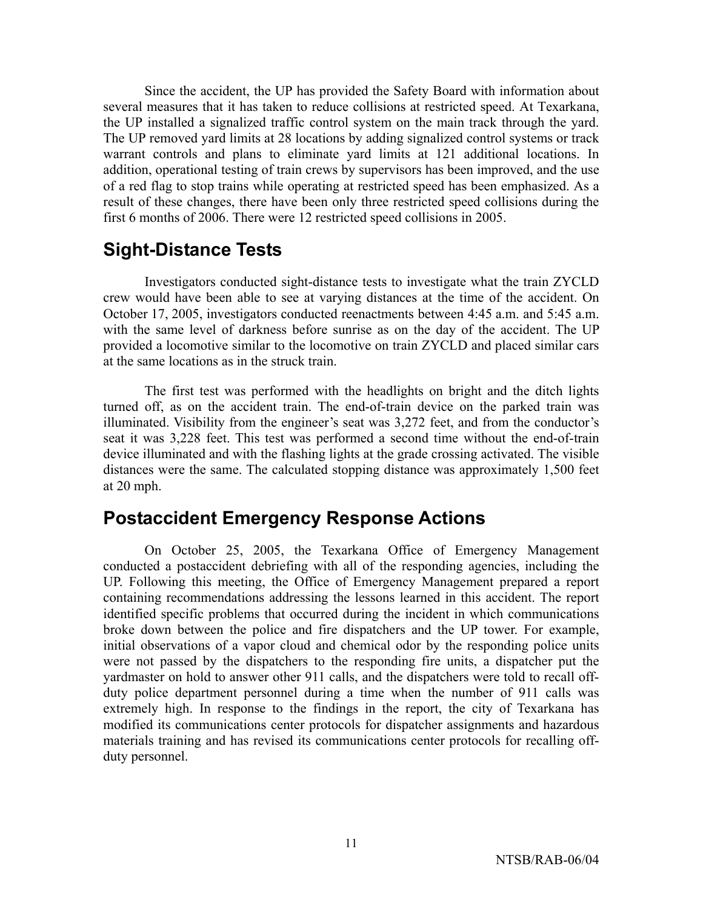Since the accident, the UP has provided the Safety Board with information about several measures that it has taken to reduce collisions at restricted speed. At Texarkana, the UP installed a signalized traffic control system on the main track through the yard. The UP removed yard limits at 28 locations by adding signalized control systems or track warrant controls and plans to eliminate yard limits at 121 additional locations. In addition, operational testing of train crews by supervisors has been improved, and the use of a red flag to stop trains while operating at restricted speed has been emphasized. As a result of these changes, there have been only three restricted speed collisions during the first 6 months of 2006. There were 12 restricted speed collisions in 2005.

## Sight-Distance Tests

Investigators conducted sight-distance tests to investigate what the train ZYCLD crew would have been able to see at varying distances at the time of the accident. On October 17, 2005, investigators conducted reenactments between 4:45 a.m. and 5:45 a.m. with the same level of darkness before sunrise as on the day of the accident. The UP provided a locomotive similar to the locomotive on train ZYCLD and placed similar cars at the same locations as in the struck train.

The first test was performed with the headlights on bright and the ditch lights turned off, as on the accident train. The end-of-train device on the parked train was illuminated. Visibility from the engineer's seat was 3,272 feet, and from the conductor's seat it was 3,228 feet. This test was performed a second time without the end-of-train device illuminated and with the flashing lights at the grade crossing activated. The visible distances were the same. The calculated stopping distance was approximately 1,500 feet at 20 mph.

## Postaccident Emergency Response Actions

On October 25, 2005, the Texarkana Office of Emergency Management conducted a postaccident debriefing with all of the responding agencies, including the UP. Following this meeting, the Office of Emergency Management prepared a report containing recommendations addressing the lessons learned in this accident. The report identified specific problems that occurred during the incident in which communications broke down between the police and fire dispatchers and the UP tower. For example, initial observations of a vapor cloud and chemical odor by the responding police units were not passed by the dispatchers to the responding fire units, a dispatcher put the yardmaster on hold to answer other 911 calls, and the dispatchers were told to recall off-duty police department personnel during a time when the number of 911 calls was extremely high. In response to the findings in the report, the city of Texarkana has modified its communications center protocols for dispatcher assignments and hazardous materials training and has revised its communications center protocols for recalling off-duty personnel.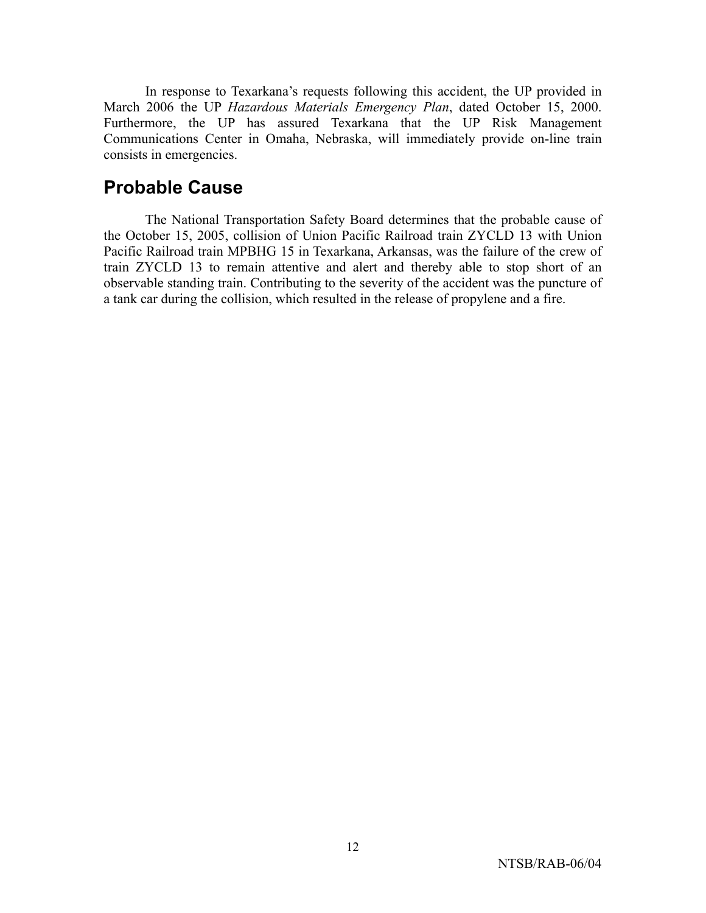In response to Texarkana's requests following this accident, the UP provided in March 2006 the UP *Hazardous Materials Emergency Plan*, dated October 15, 2000. Furthermore, the UP has assured Texarkana that the UP Risk Management Communications Center in Omaha, Nebraska, will immediately provide on-line train consists in emergencies.

## Probable Cause

The National Transportation Safety Board determines that the probable cause of the October 15, 2005, collision of Union Pacific Railroad train ZYCLD 13 with Union Pacific Railroad train MPBHG 15 in Texarkana, Arkansas, was the failure of the crew of train ZYCLD 13 to remain attentive and alert and thereby able to stop short of an observable standing train. Contributing to the severity of the accident was the puncture of a tank car during the collision, which resulted in the release of propylene and a fire.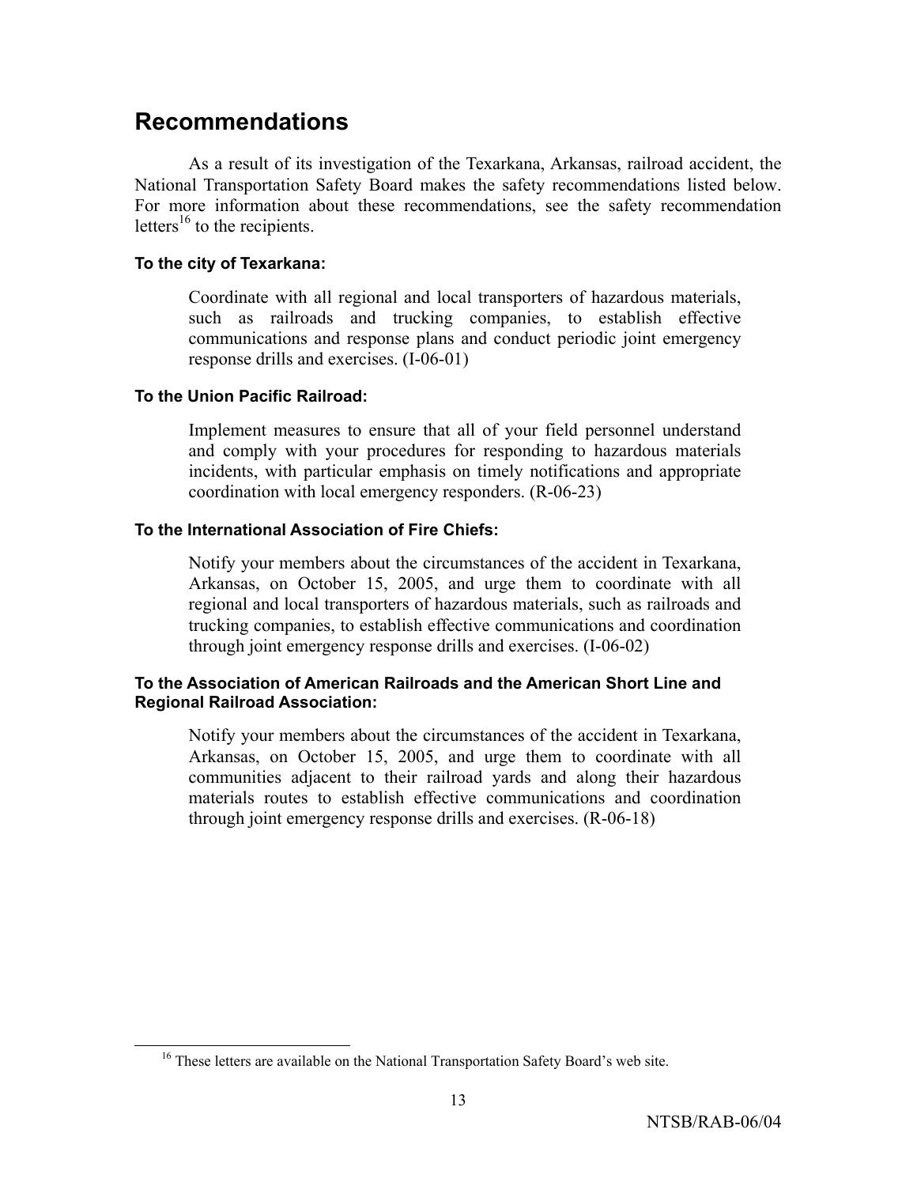## Recommendations

As a result of its investigation of the Texarkana, Arkansas, railroad accident, the National Transportation Safety Board makes the safety recommendations listed below. For more information about these recommendations, see the safety recommendation letters[16] to the recipients.

#### To the city of Texarkana:

> Coordinate with all regional and local transporters of hazardous materials, such as railroads and trucking companies, to establish effective communications and response plans and conduct periodic joint emergency response drills and exercises. (I-06-01)

#### To the Union Pacific Railroad:

> Implement measures to ensure that all of your field personnel understand and comply with your procedures for responding to hazardous materials incidents, with particular emphasis on timely notifications and appropriate coordination with local emergency responders. (R-06-23)

#### To the International Association of Fire Chiefs:

> Notify your members about the circumstances of the accident in Texarkana, Arkansas, on October 15, 2005, and urge them to coordinate with all regional and local transporters of hazardous materials, such as railroads and trucking companies, to establish effective communications and coordination through joint emergency response drills and exercises. (I-06-02)

#### To the Association of American Railroads and the American Short Line and Regional Railroad Association:

> Notify your members about the circumstances of the accident in Texarkana, Arkansas, on October 15, 2005, and urge them to coordinate with all communities adjacent to their railroad yards and along their hazardous materials routes to establish effective communications and coordination through joint emergency response drills and exercises. (R-06-18)

---

[16] These letters are available on the National Transportation Safety Board's web site.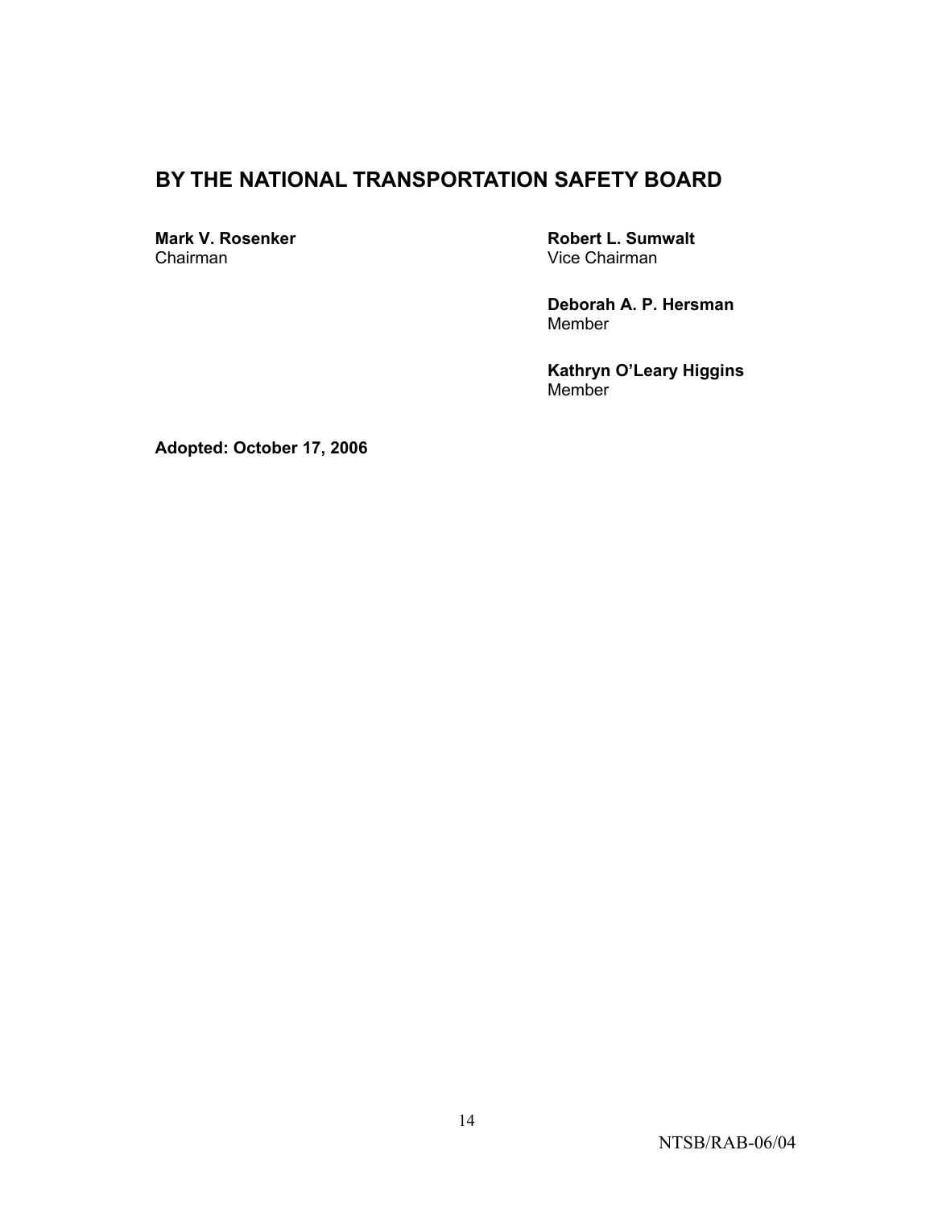## BY THE NATIONAL TRANSPORTATION SAFETY BOARD

**Mark V. Rosenker**
Chairman

**Robert L. Sumwalt**
Vice Chairman

**Deborah A. P. Hersman**
Member

**Kathryn O'Leary Higgins**
Member

**Adopted: October 17, 2006**